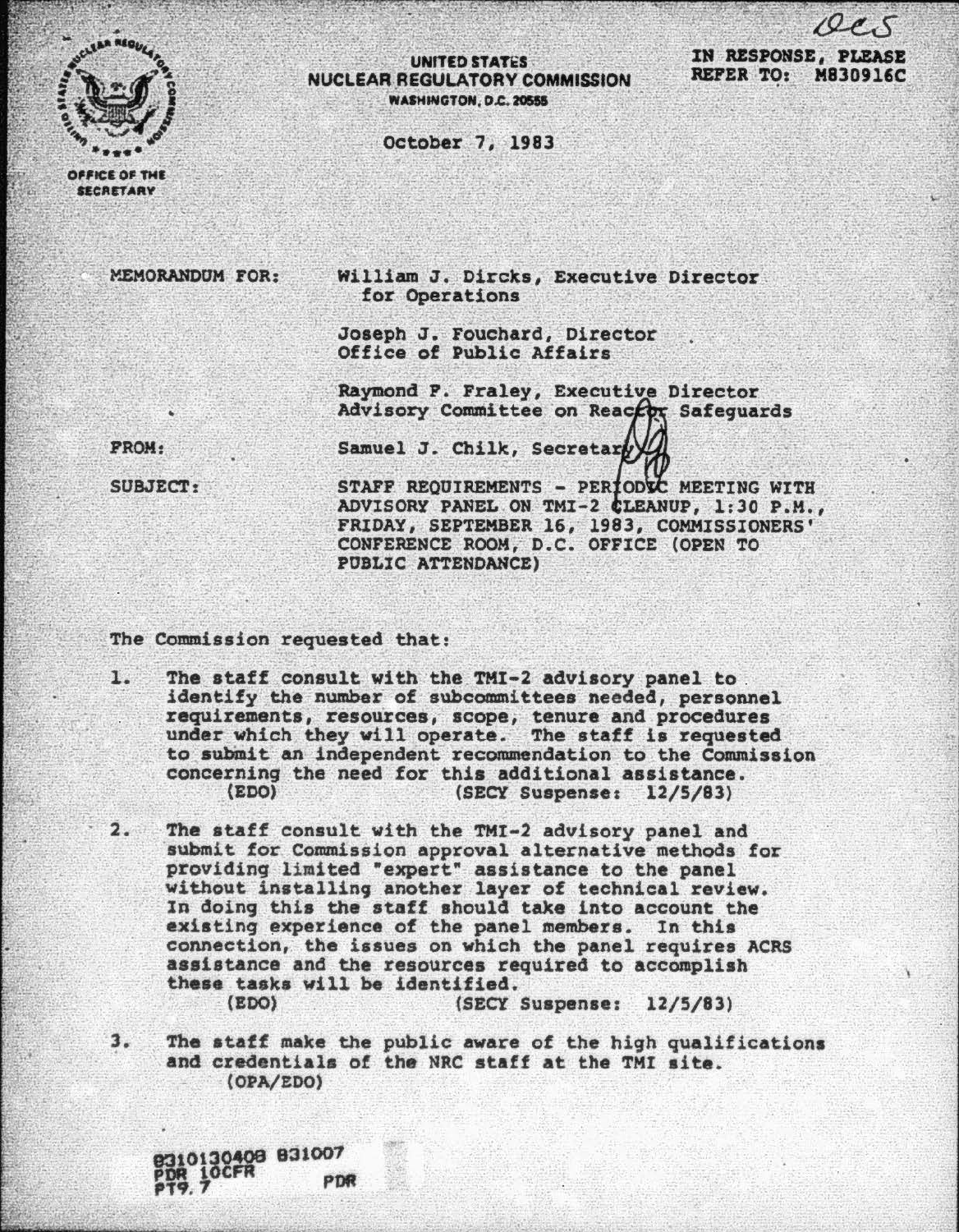UNITED STATES
NUCLEAR REGULATORY COMMISSION
WASHINGTON, D.C. 20555

OFFICE OF THE SECRETARY

OCS

IN RESPONSE, PLEASE REFER TO: M830916C

October 7, 1983

MEMORANDUM FOR: William J. Dircks, Executive Director for Operations

Joseph J. Fouchard, Director
Office of Public Affairs

Raymond F. Fraley, Executive Director
Advisory Committee on Reactor Safeguards

FROM: Samuel J. Chilk, Secretary

SUBJECT: STAFF REQUIREMENTS - PERIODIC MEETING WITH ADVISORY PANEL ON TMI-2 CLEANUP, 1:30 P.M., FRIDAY, SEPTEMBER 16, 1983, COMMISSIONERS' CONFERENCE ROOM, D.C. OFFICE (OPEN TO PUBLIC ATTENDANCE)

The Commission requested that:

1. The staff consult with the TMI-2 advisory panel to identify the number of subcommittees needed, personnel requirements, resources, scope, tenure and procedures under which they will operate. The staff is requested to submit an independent recommendation to the Commission concerning the need for this additional assistance.
   (EDO) (SECY Suspense: 12/5/83)

2. The staff consult with the TMI-2 advisory panel and submit for Commission approval alternative methods for providing limited "expert" assistance to the panel without installing another layer of technical review. In doing this the staff should take into account the existing experience of the panel members. In this connection, the issues on which the panel requires ACRS assistance and the resources required to accomplish these tasks will be identified.
   (EDO) (SECY Suspense: 12/5/83)

3. The staff make the public aware of the high qualifications and credentials of the NRC staff at the TMI site.
   (OPA/EDO)

8310130408 831007
PDR 10CFR
PT9.7 PDR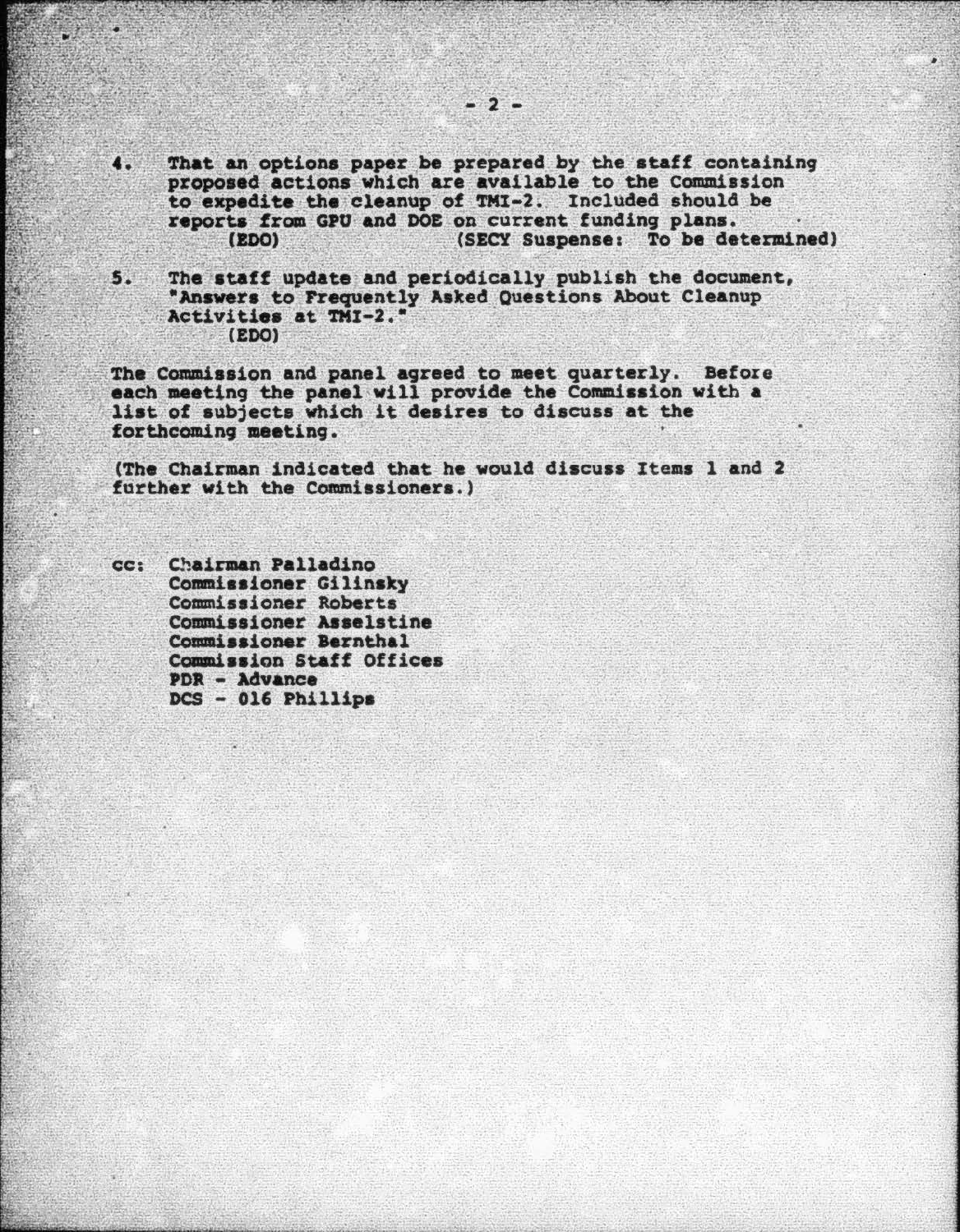4. That an options paper be prepared by the staff containing proposed actions which are available to the Commission to expedite the cleanup of TMI-2. Included should be reports from GPU and DOE on current funding plans.
   (EDO) (SECY Suspense: To be determined)

5. The staff update and periodically publish the document, "Answers to Frequently Asked Questions About Cleanup Activities at TMI-2."
   (EDO)

The Commission and panel agreed to meet quarterly. Before each meeting the panel will provide the Commission with a list of subjects which it desires to discuss at the forthcoming meeting.

(The Chairman indicated that he would discuss Items 1 and 2 further with the Commissioners.)

cc: Chairman Palladino
Commissioner Gilinsky
Commissioner Roberts
Commissioner Asselstine
Commissioner Bernthal
Commission Staff Offices
PDR - Advance
DCS - 016 Phillips